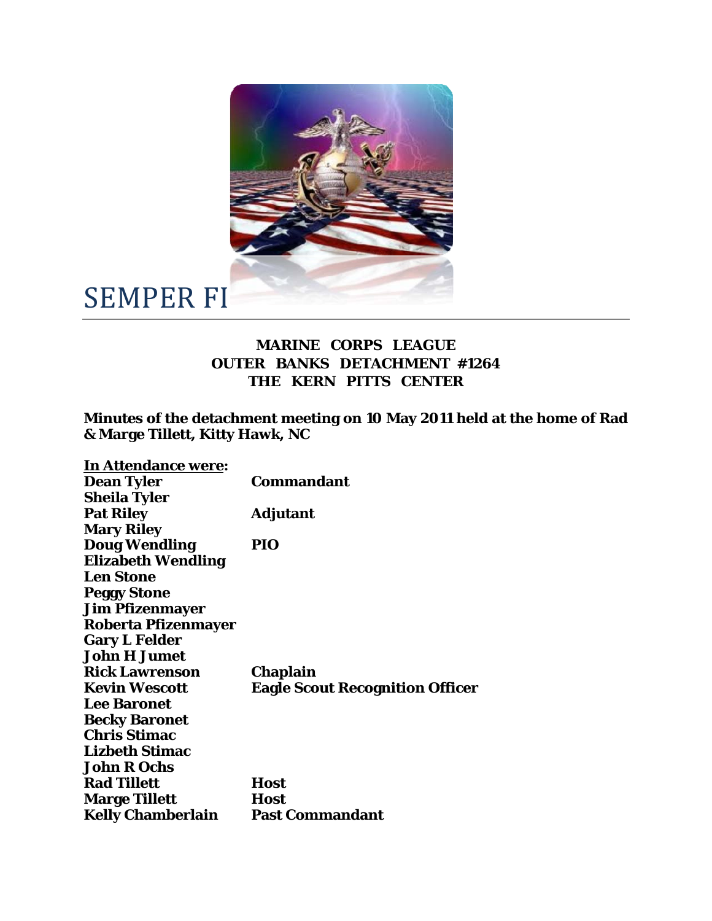# SEMPER FI

**MARINE CORPS LEAGUE**
**OUTER BANKS DETACHMENT #1264**
**THE KERN PITTS CENTER**

**Minutes of the detachment meeting on 10 May 2011 held at the home of Rad & Marge Tillett, Kitty Hawk, NC**

| **In Attendance were:** | |
|---|---|
| **Dean Tyler** | **Commandant** |
| **Sheila Tyler** | |
| **Pat Riley** | **Adjutant** |
| **Mary Riley** | |
| **Doug Wendling** | **PIO** |
| **Elizabeth Wendling** | |
| **Len Stone** | |
| **Peggy Stone** | |
| **Jim Pfizenmayer** | |
| **Roberta Pfizenmayer** | |
| **Gary L Felder** | |
| **John H Jumet** | |
| **Rick Lawrenson** | **Chaplain** |
| **Kevin Wescott** | **Eagle Scout Recognition Officer** |
| **Lee Baronet** | |
| **Becky Baronet** | |
| **Chris Stimac** | |
| **Lizbeth Stimac** | |
| **John R Ochs** | |
| **Rad Tillett** | **Host** |
| **Marge Tillett** | **Host** |
| **Kelly Chamberlain** | **Past Commandant** |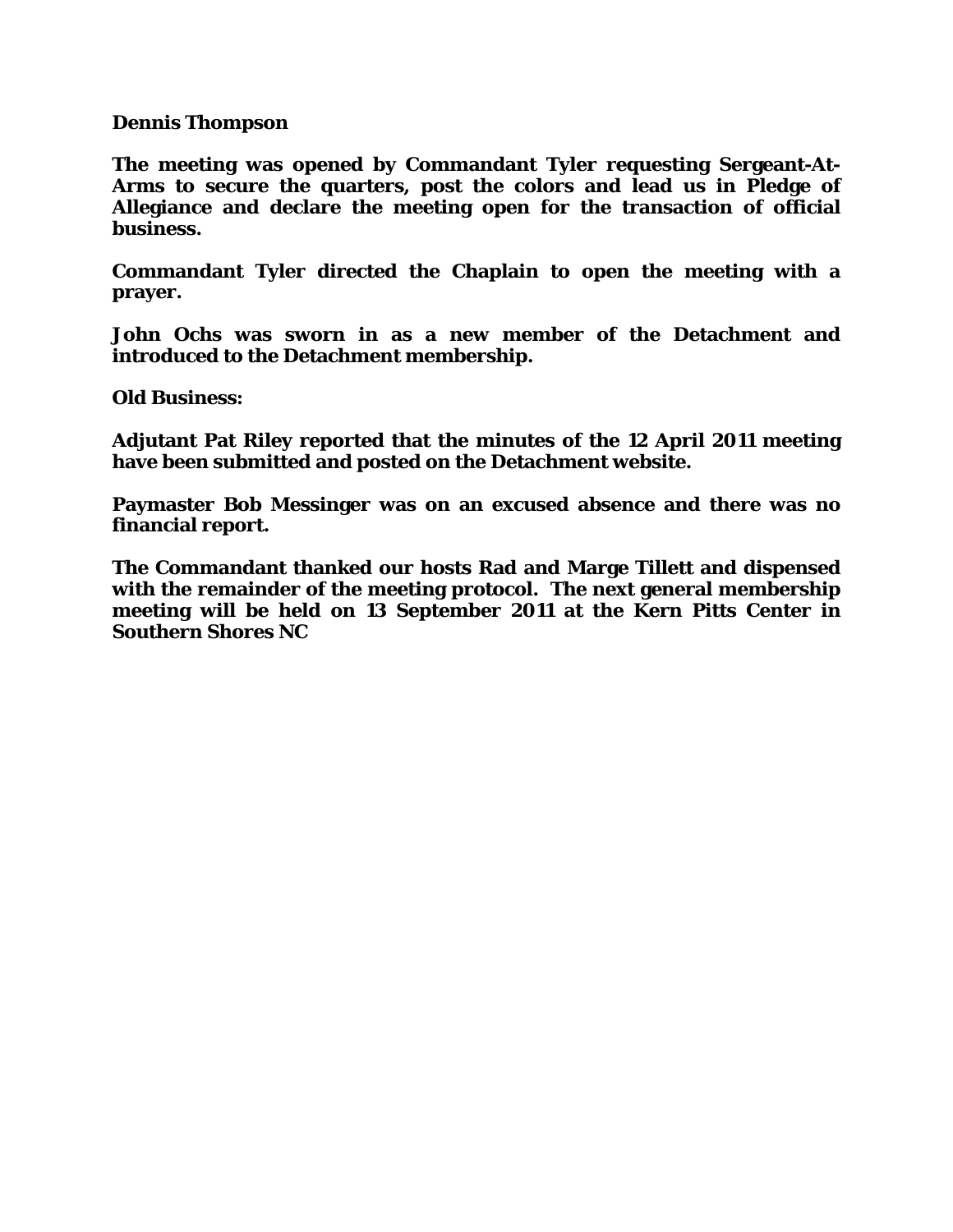**Dennis Thompson**

**The meeting was opened by Commandant Tyler requesting Sergeant-At-Arms to secure the quarters, post the colors and lead us in Pledge of Allegiance and declare the meeting open for the transaction of official business.**

**Commandant Tyler directed the Chaplain to open the meeting with a prayer.**

**John Ochs was sworn in as a new member of the Detachment and introduced to the Detachment membership.**

**Old Business:**

**Adjutant Pat Riley reported that the minutes of the 12 April 2011 meeting have been submitted and posted on the Detachment website.**

**Paymaster Bob Messinger was on an excused absence and there was no financial report.**

**The Commandant thanked our hosts Rad and Marge Tillett and dispensed with the remainder of the meeting protocol. The next general membership meeting will be held on 13 September 2011 at the Kern Pitts Center in Southern Shores NC**